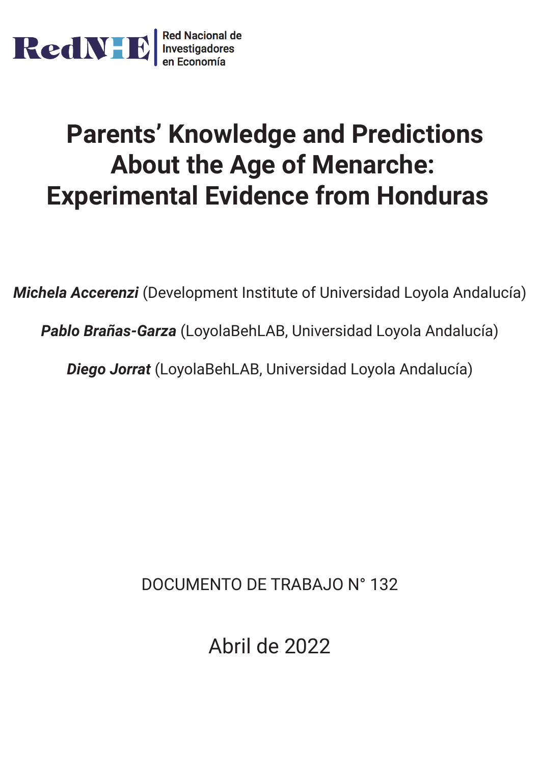RedNIE

Red Nacional de Investigadores en Economía

# Parents' Knowledge and Predictions About the Age of Menarche: Experimental Evidence from Honduras

***Michela Accerenzi*** (Development Institute of Universidad Loyola Andalucía)

***Pablo Brañas-Garza*** (LoyolaBehLAB, Universidad Loyola Andalucía)

***Diego Jorrat*** (LoyolaBehLAB, Universidad Loyola Andalucía)

DOCUMENTO DE TRABAJO N° 132

Abril de 2022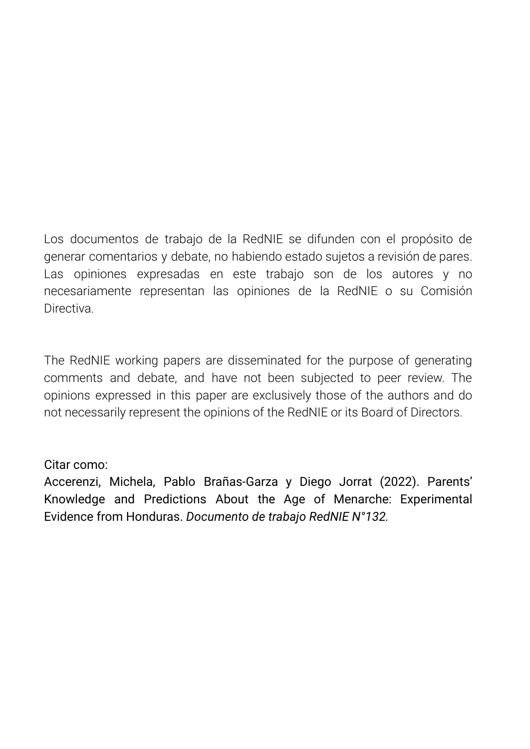Los documentos de trabajo de la RedNIE se difunden con el propósito de generar comentarios y debate, no habiendo estado sujetos a revisión de pares. Las opiniones expresadas en este trabajo son de los autores y no necesariamente representan las opiniones de la RedNIE o su Comisión Directiva.

The RedNIE working papers are disseminated for the purpose of generating comments and debate, and have not been subjected to peer review. The opinions expressed in this paper are exclusively those of the authors and do not necessarily represent the opinions of the RedNIE or its Board of Directors.

Citar como:
Accerenzi, Michela, Pablo Brañas-Garza y Diego Jorrat (2022). Parents' Knowledge and Predictions About the Age of Menarche: Experimental Evidence from Honduras. *Documento de trabajo RedNIE N°132.*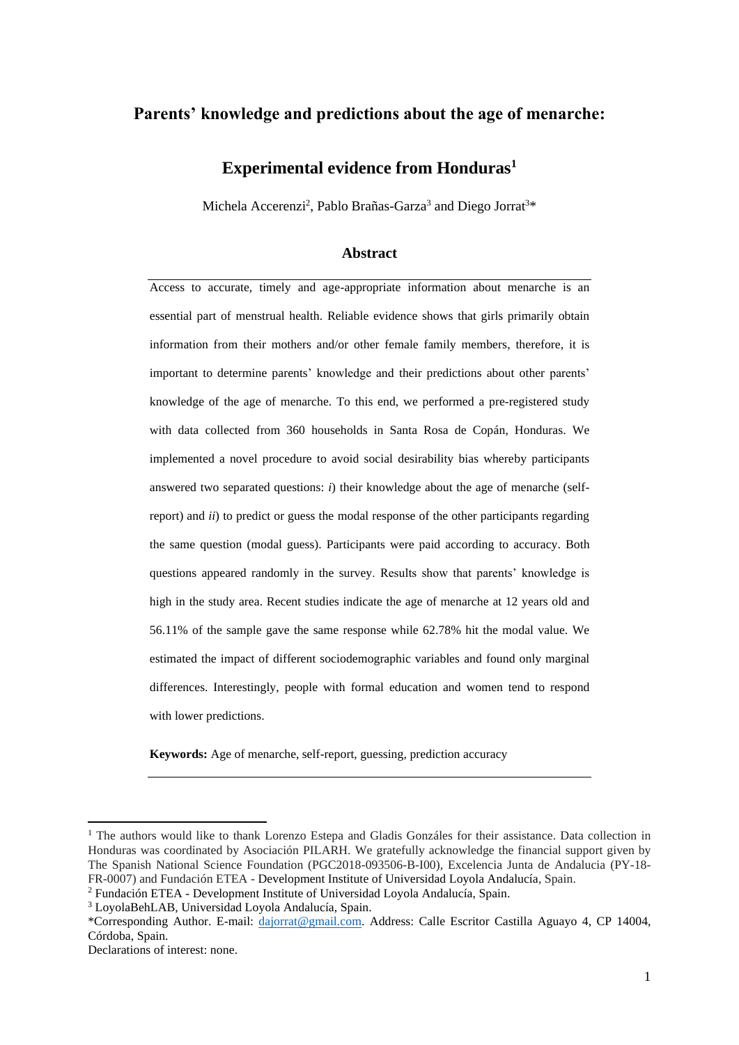# Parents' knowledge and predictions about the age of menarche:

# Experimental evidence from Honduras[1]

Michela Accerenzi[2], Pablo Brañas-Garza[3] and Diego Jorrat[3]*

## Abstract

Access to accurate, timely and age-appropriate information about menarche is an essential part of menstrual health. Reliable evidence shows that girls primarily obtain information from their mothers and/or other female family members, therefore, it is important to determine parents' knowledge and their predictions about other parents' knowledge of the age of menarche. To this end, we performed a pre-registered study with data collected from 360 households in Santa Rosa de Copán, Honduras. We implemented a novel procedure to avoid social desirability bias whereby participants answered two separated questions: *i*) their knowledge about the age of menarche (self-report) and *ii*) to predict or guess the modal response of the other participants regarding the same question (modal guess). Participants were paid according to accuracy. Both questions appeared randomly in the survey. Results show that parents' knowledge is high in the study area. Recent studies indicate the age of menarche at 12 years old and 56.11% of the sample gave the same response while 62.78% hit the modal value. We estimated the impact of different sociodemographic variables and found only marginal differences. Interestingly, people with formal education and women tend to respond with lower predictions.

**Keywords:** Age of menarche, self-report, guessing, prediction accuracy

---

[1] The authors would like to thank Lorenzo Estepa and Gladis Gonzáles for their assistance. Data collection in Honduras was coordinated by Asociación PILARH. We gratefully acknowledge the financial support given by The Spanish National Science Foundation (PGC2018-093506-B-I00), Excelencia Junta de Andalucia (PY-18-FR-0007) and Fundación ETEA - Development Institute of Universidad Loyola Andalucía, Spain.

[2] Fundación ETEA - Development Institute of Universidad Loyola Andalucía, Spain.

[3] LoyolaBehLAB, Universidad Loyola Andalucía, Spain.

*Corresponding Author. E-mail: dajorrat@gmail.com. Address: Calle Escritor Castilla Aguayo 4, CP 14004, Córdoba, Spain.

Declarations of interest: none.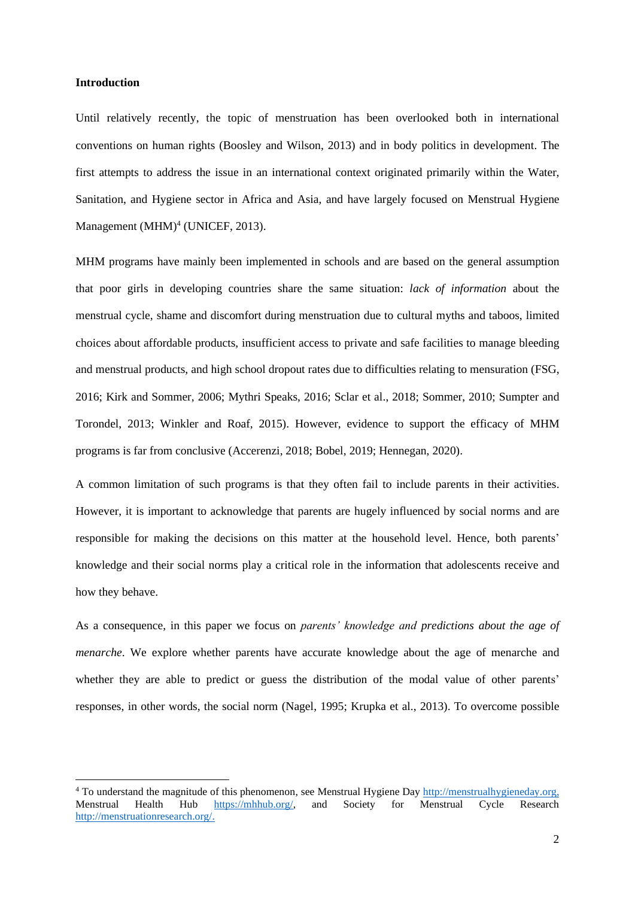**Introduction**

Until relatively recently, the topic of menstruation has been overlooked both in international conventions on human rights (Boosley and Wilson, 2013) and in body politics in development. The first attempts to address the issue in an international context originated primarily within the Water, Sanitation, and Hygiene sector in Africa and Asia, and have largely focused on Menstrual Hygiene Management (MHM)[4] (UNICEF, 2013).

MHM programs have mainly been implemented in schools and are based on the general assumption that poor girls in developing countries share the same situation: *lack of information* about the menstrual cycle, shame and discomfort during menstruation due to cultural myths and taboos, limited choices about affordable products, insufficient access to private and safe facilities to manage bleeding and menstrual products, and high school dropout rates due to difficulties relating to mensuration (FSG, 2016; Kirk and Sommer, 2006; Mythri Speaks, 2016; Sclar et al., 2018; Sommer, 2010; Sumpter and Torondel, 2013; Winkler and Roaf, 2015). However, evidence to support the efficacy of MHM programs is far from conclusive (Accerenzi, 2018; Bobel, 2019; Hennegan, 2020).

A common limitation of such programs is that they often fail to include parents in their activities. However, it is important to acknowledge that parents are hugely influenced by social norms and are responsible for making the decisions on this matter at the household level. Hence, both parents' knowledge and their social norms play a critical role in the information that adolescents receive and how they behave.

As a consequence, in this paper we focus on *parents' knowledge and predictions about the age of menarche*. We explore whether parents have accurate knowledge about the age of menarche and whether they are able to predict or guess the distribution of the modal value of other parents' responses, in other words, the social norm (Nagel, 1995; Krupka et al., 2013). To overcome possible

[4] To understand the magnitude of this phenomenon, see Menstrual Hygiene Day http://menstrualhygieneday.org, Menstrual Health Hub https://mhhub.org/, and Society for Menstrual Cycle Research http://menstruationresearch.org/.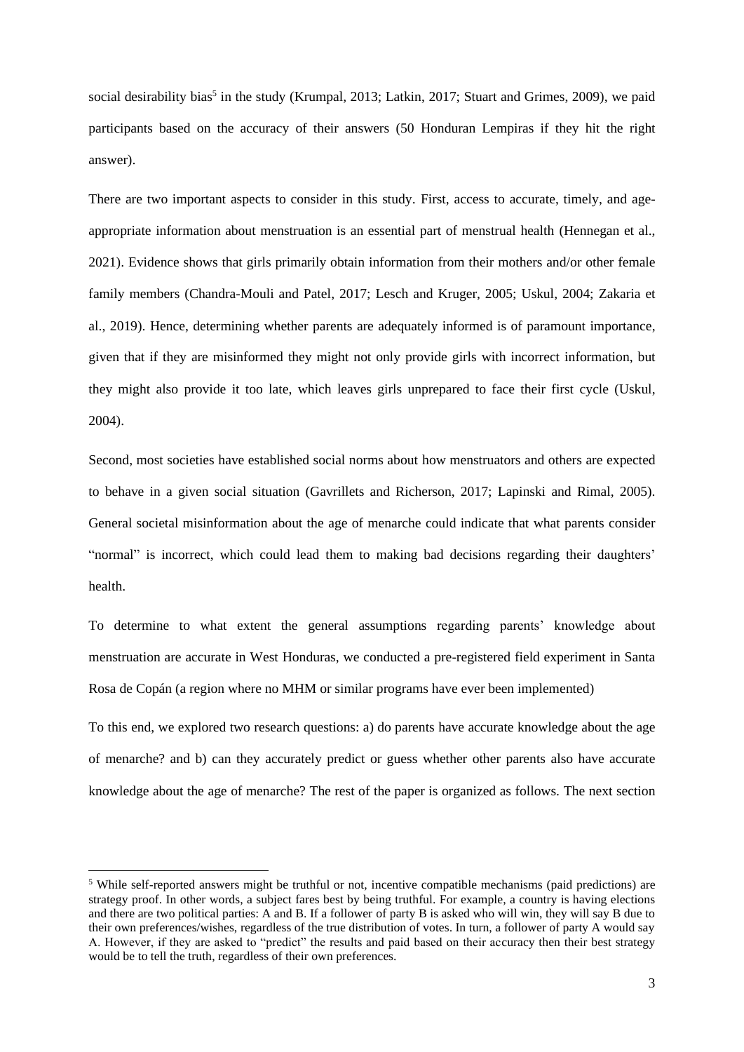social desirability bias[5] in the study (Krumpal, 2013; Latkin, 2017; Stuart and Grimes, 2009), we paid participants based on the accuracy of their answers (50 Honduran Lempiras if they hit the right answer).

There are two important aspects to consider in this study. First, access to accurate, timely, and age-appropriate information about menstruation is an essential part of menstrual health (Hennegan et al., 2021). Evidence shows that girls primarily obtain information from their mothers and/or other female family members (Chandra-Mouli and Patel, 2017; Lesch and Kruger, 2005; Uskul, 2004; Zakaria et al., 2019). Hence, determining whether parents are adequately informed is of paramount importance, given that if they are misinformed they might not only provide girls with incorrect information, but they might also provide it too late, which leaves girls unprepared to face their first cycle (Uskul, 2004).

Second, most societies have established social norms about how menstruators and others are expected to behave in a given social situation (Gavrillets and Richerson, 2017; Lapinski and Rimal, 2005). General societal misinformation about the age of menarche could indicate that what parents consider "normal" is incorrect, which could lead them to making bad decisions regarding their daughters' health.

To determine to what extent the general assumptions regarding parents' knowledge about menstruation are accurate in West Honduras, we conducted a pre-registered field experiment in Santa Rosa de Copán (a region where no MHM or similar programs have ever been implemented)

To this end, we explored two research questions: a) do parents have accurate knowledge about the age of menarche? and b) can they accurately predict or guess whether other parents also have accurate knowledge about the age of menarche? The rest of the paper is organized as follows. The next section

[5] While self-reported answers might be truthful or not, incentive compatible mechanisms (paid predictions) are strategy proof. In other words, a subject fares best by being truthful. For example, a country is having elections and there are two political parties: A and B. If a follower of party B is asked who will win, they will say B due to their own preferences/wishes, regardless of the true distribution of votes. In turn, a follower of party A would say A. However, if they are asked to "predict" the results and paid based on their accuracy then their best strategy would be to tell the truth, regardless of their own preferences.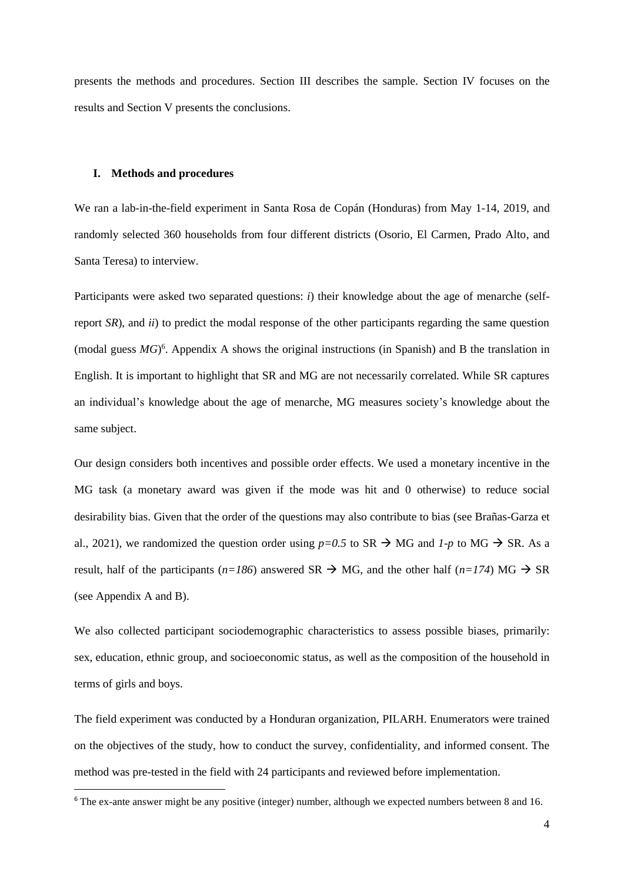presents the methods and procedures. Section III describes the sample. Section IV focuses on the results and Section V presents the conclusions.

## I. Methods and procedures

We ran a lab-in-the-field experiment in Santa Rosa de Copán (Honduras) from May 1-14, 2019, and randomly selected 360 households from four different districts (Osorio, El Carmen, Prado Alto, and Santa Teresa) to interview.

Participants were asked two separated questions: *i*) their knowledge about the age of menarche (self-report *SR*), and *ii*) to predict the modal response of the other participants regarding the same question (modal guess *MG*)[6]. Appendix A shows the original instructions (in Spanish) and B the translation in English. It is important to highlight that SR and MG are not necessarily correlated. While SR captures an individual's knowledge about the age of menarche, MG measures society's knowledge about the same subject.

Our design considers both incentives and possible order effects. We used a monetary incentive in the MG task (a monetary award was given if the mode was hit and 0 otherwise) to reduce social desirability bias. Given that the order of the questions may also contribute to bias (see Brañas-Garza et al., 2021), we randomized the question order using $p=0.5$ to SR → MG and $1-p$ to MG → SR. As a result, half of the participants ($n=186$) answered SR → MG, and the other half ($n=174$) MG → SR (see Appendix A and B).

We also collected participant sociodemographic characteristics to assess possible biases, primarily: sex, education, ethnic group, and socioeconomic status, as well as the composition of the household in terms of girls and boys.

The field experiment was conducted by a Honduran organization, PILARH. Enumerators were trained on the objectives of the study, how to conduct the survey, confidentiality, and informed consent. The method was pre-tested in the field with 24 participants and reviewed before implementation.

[6] The ex-ante answer might be any positive (integer) number, although we expected numbers between 8 and 16.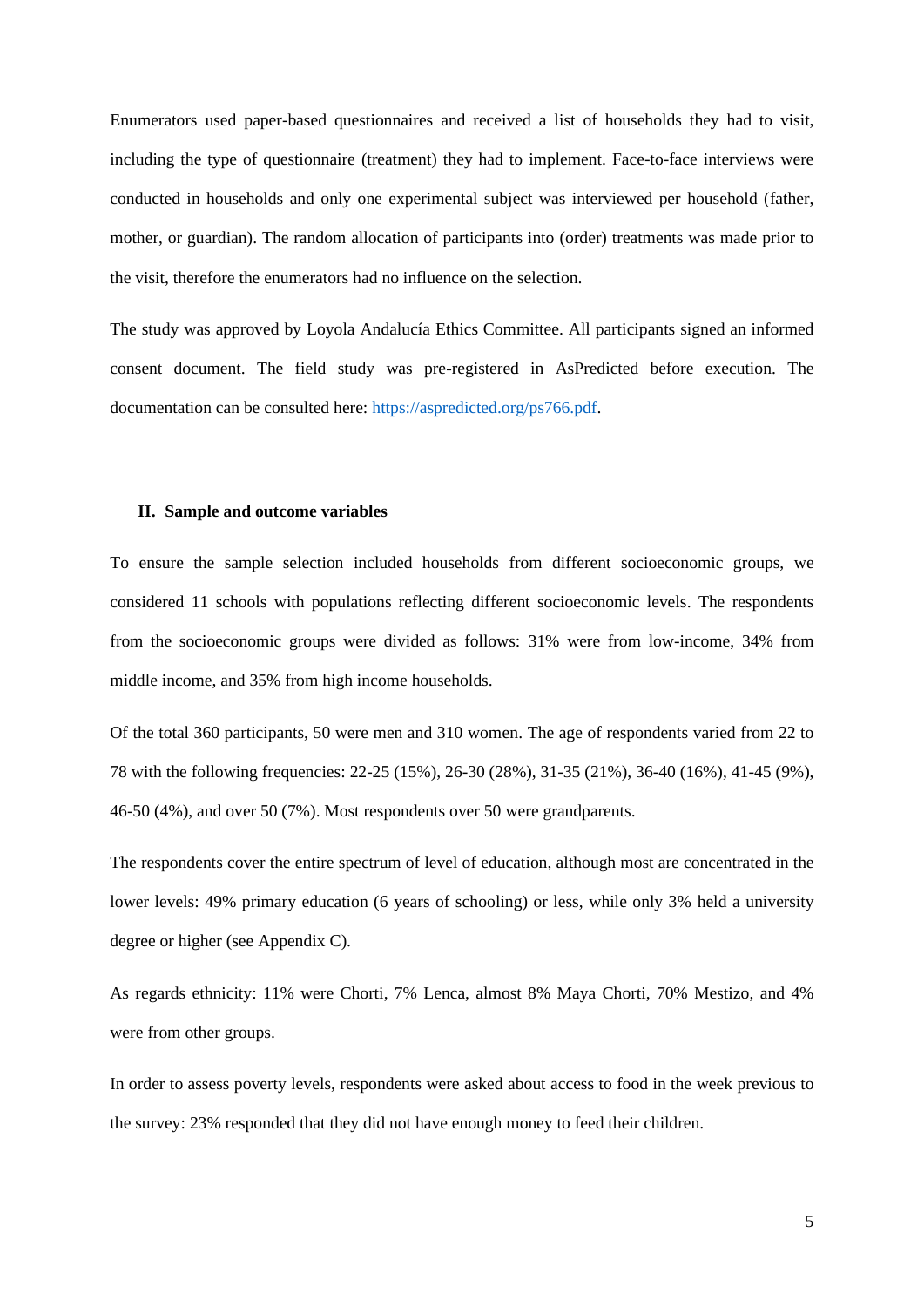Enumerators used paper-based questionnaires and received a list of households they had to visit, including the type of questionnaire (treatment) they had to implement. Face-to-face interviews were conducted in households and only one experimental subject was interviewed per household (father, mother, or guardian). The random allocation of participants into (order) treatments was made prior to the visit, therefore the enumerators had no influence on the selection.

The study was approved by Loyola Andalucía Ethics Committee. All participants signed an informed consent document. The field study was pre-registered in AsPredicted before execution. The documentation can be consulted here: https://aspredicted.org/ps766.pdf.

## II. Sample and outcome variables

To ensure the sample selection included households from different socioeconomic groups, we considered 11 schools with populations reflecting different socioeconomic levels. The respondents from the socioeconomic groups were divided as follows: 31% were from low-income, 34% from middle income, and 35% from high income households.

Of the total 360 participants, 50 were men and 310 women. The age of respondents varied from 22 to 78 with the following frequencies: 22-25 (15%), 26-30 (28%), 31-35 (21%), 36-40 (16%), 41-45 (9%), 46-50 (4%), and over 50 (7%). Most respondents over 50 were grandparents.

The respondents cover the entire spectrum of level of education, although most are concentrated in the lower levels: 49% primary education (6 years of schooling) or less, while only 3% held a university degree or higher (see Appendix C).

As regards ethnicity: 11% were Chorti, 7% Lenca, almost 8% Maya Chorti, 70% Mestizo, and 4% were from other groups.

In order to assess poverty levels, respondents were asked about access to food in the week previous to the survey: 23% responded that they did not have enough money to feed their children.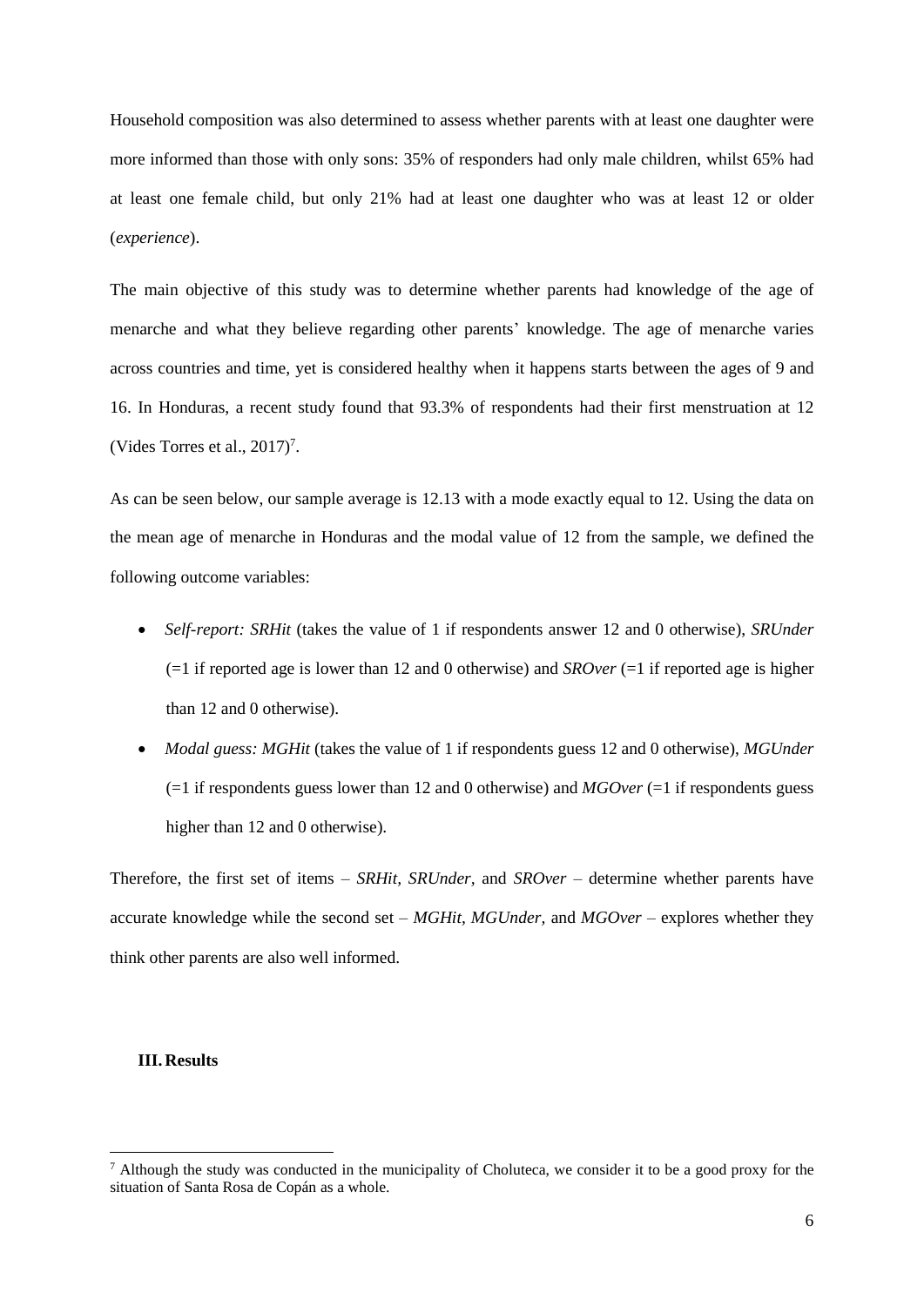Household composition was also determined to assess whether parents with at least one daughter were more informed than those with only sons: 35% of responders had only male children, whilst 65% had at least one female child, but only 21% had at least one daughter who was at least 12 or older (*experience*).

The main objective of this study was to determine whether parents had knowledge of the age of menarche and what they believe regarding other parents' knowledge. The age of menarche varies across countries and time, yet is considered healthy when it happens starts between the ages of 9 and 16. In Honduras, a recent study found that 93.3% of respondents had their first menstruation at 12 (Vides Torres et al., 2017)[7].

As can be seen below, our sample average is 12.13 with a mode exactly equal to 12. Using the data on the mean age of menarche in Honduras and the modal value of 12 from the sample, we defined the following outcome variables:

- *Self-report: SRHit* (takes the value of 1 if respondents answer 12 and 0 otherwise), *SRUnder* (=1 if reported age is lower than 12 and 0 otherwise) and *SROver* (=1 if reported age is higher than 12 and 0 otherwise).
- *Modal guess: MGHit* (takes the value of 1 if respondents guess 12 and 0 otherwise), *MGUnder* (=1 if respondents guess lower than 12 and 0 otherwise) and *MGOver* (=1 if respondents guess higher than 12 and 0 otherwise).

Therefore, the first set of items – *SRHit*, *SRUnder*, and *SROver* – determine whether parents have accurate knowledge while the second set – *MGHit*, *MGUnder*, and *MGOver* – explores whether they think other parents are also well informed.

## III. Results

[7] Although the study was conducted in the municipality of Choluteca, we consider it to be a good proxy for the situation of Santa Rosa de Copán as a whole.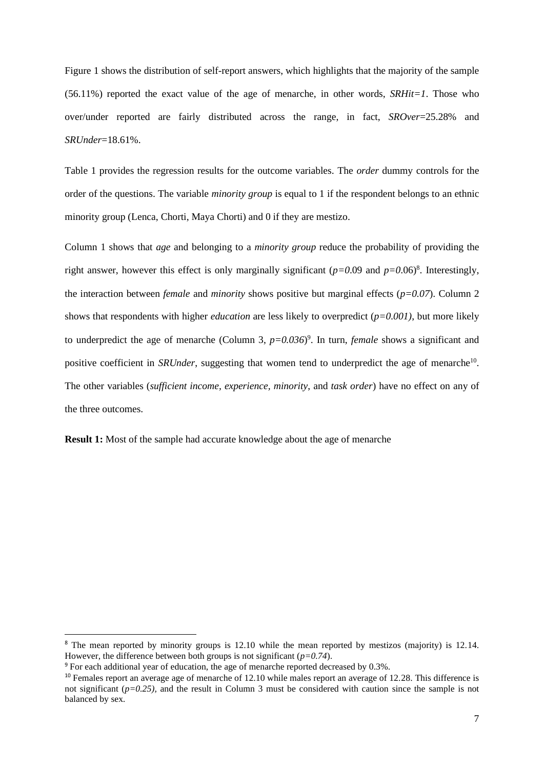Figure 1 shows the distribution of self-report answers, which highlights that the majority of the sample (56.11%) reported the exact value of the age of menarche, in other words, *SRHit=1*. Those who over/under reported are fairly distributed across the range, in fact, *SROver*=25.28% and *SRUnder*=18.61%.

Table 1 provides the regression results for the outcome variables. The *order* dummy controls for the order of the questions. The variable *minority group* is equal to 1 if the respondent belongs to an ethnic minority group (Lenca, Chorti, Maya Chorti) and 0 if they are mestizo.

Column 1 shows that *age* and belonging to a *minority group* reduce the probability of providing the right answer, however this effect is only marginally significant ($p=0.09$ and $p=0.06$)[8]. Interestingly, the interaction between *female* and *minority* shows positive but marginal effects ($p=0.07$). Column 2 shows that respondents with higher *education* are less likely to overpredict ($p=0.001$), but more likely to underpredict the age of menarche (Column 3, $p=0.036$)[9]. In turn, *female* shows a significant and positive coefficient in *SRUnder*, suggesting that women tend to underpredict the age of menarche[10]. The other variables (*sufficient income, experience, minority*, and *task order*) have no effect on any of the three outcomes.

**Result 1:** Most of the sample had accurate knowledge about the age of menarche

---

[8] The mean reported by minority groups is 12.10 while the mean reported by mestizos (majority) is 12.14. However, the difference between both groups is not significant ($p=0.74$).

[9] For each additional year of education, the age of menarche reported decreased by 0.3%.

[10] Females report an average age of menarche of 12.10 while males report an average of 12.28. This difference is not significant ($p=0.25$), and the result in Column 3 must be considered with caution since the sample is not balanced by sex.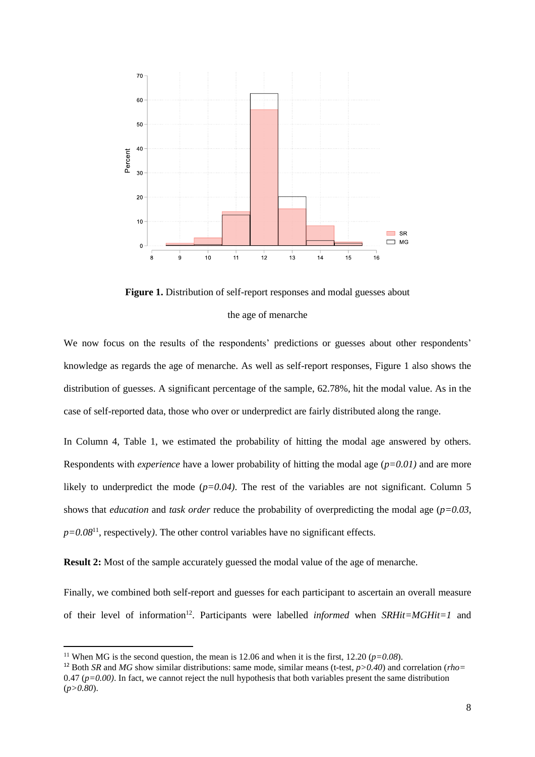**Figure 1.** Distribution of self-report responses and modal guesses about the age of menarche

We now focus on the results of the respondents' predictions or guesses about other respondents' knowledge as regards the age of menarche. As well as self-report responses, Figure 1 also shows the distribution of guesses. A significant percentage of the sample, 62.78%, hit the modal value. As in the case of self-reported data, those who over or underpredict are fairly distributed along the range.

In Column 4, Table 1, we estimated the probability of hitting the modal age answered by others. Respondents with *experience* have a lower probability of hitting the modal age (*p=0.01)* and are more likely to underpredict the mode (*p=0.04)*. The rest of the variables are not significant. Column 5 shows that *education* and *task order* reduce the probability of overpredicting the modal age (*p=0.03, p=0.08*[11], respectively*)*. The other control variables have no significant effects.

**Result 2:** Most of the sample accurately guessed the modal value of the age of menarche.

Finally, we combined both self-report and guesses for each participant to ascertain an overall measure of their level of information[12]. Participants were labelled *informed* when *SRHit=MGHit=1* and

---

[11] When MG is the second question, the mean is 12.06 and when it is the first, 12.20 (*p=0.08*).

[12] Both *SR* and *MG* show similar distributions: same mode, similar means (t-test, *p>0.40*) and correlation (*rho=* 0.47 (*p=0.00)*. In fact, we cannot reject the null hypothesis that both variables present the same distribution (*p>0.80*).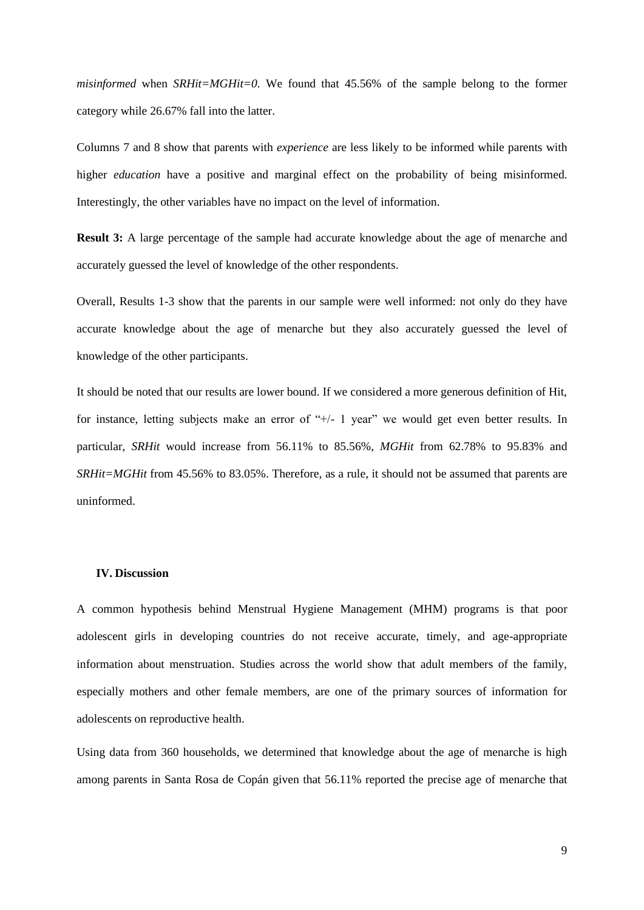*misinformed* when *SRHit=MGHit=0.* We found that 45.56% of the sample belong to the former category while 26.67% fall into the latter.

Columns 7 and 8 show that parents with *experience* are less likely to be informed while parents with higher *education* have a positive and marginal effect on the probability of being misinformed. Interestingly, the other variables have no impact on the level of information.

**Result 3:** A large percentage of the sample had accurate knowledge about the age of menarche and accurately guessed the level of knowledge of the other respondents.

Overall, Results 1-3 show that the parents in our sample were well informed: not only do they have accurate knowledge about the age of menarche but they also accurately guessed the level of knowledge of the other participants.

It should be noted that our results are lower bound. If we considered a more generous definition of Hit, for instance, letting subjects make an error of "+/- 1 year" we would get even better results. In particular, *SRHit* would increase from 56.11% to 85.56%, *MGHit* from 62.78% to 95.83% and *SRHit=MGHit* from 45.56% to 83.05%. Therefore, as a rule, it should not be assumed that parents are uninformed.

## IV. Discussion

A common hypothesis behind Menstrual Hygiene Management (MHM) programs is that poor adolescent girls in developing countries do not receive accurate, timely, and age-appropriate information about menstruation. Studies across the world show that adult members of the family, especially mothers and other female members, are one of the primary sources of information for adolescents on reproductive health.

Using data from 360 households, we determined that knowledge about the age of menarche is high among parents in Santa Rosa de Copán given that 56.11% reported the precise age of menarche that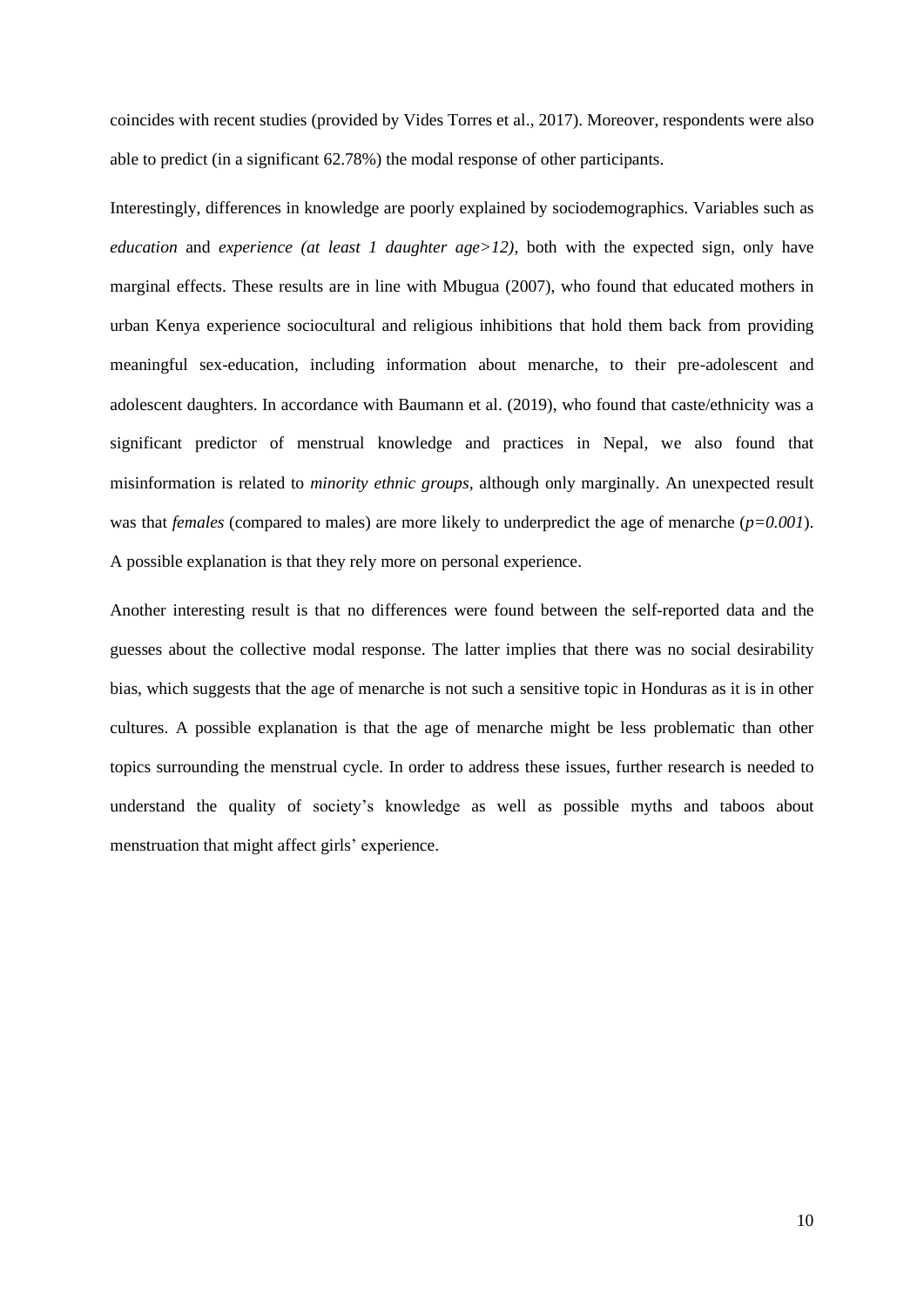coincides with recent studies (provided by Vides Torres et al., 2017). Moreover, respondents were also able to predict (in a significant 62.78%) the modal response of other participants.

Interestingly, differences in knowledge are poorly explained by sociodemographics. Variables such as *education* and *experience (at least 1 daughter age>12),* both with the expected sign, only have marginal effects. These results are in line with Mbugua (2007), who found that educated mothers in urban Kenya experience sociocultural and religious inhibitions that hold them back from providing meaningful sex-education, including information about menarche, to their pre-adolescent and adolescent daughters. In accordance with Baumann et al. (2019), who found that caste/ethnicity was a significant predictor of menstrual knowledge and practices in Nepal, we also found that misinformation is related to *minority ethnic groups,* although only marginally. An unexpected result was that *females* (compared to males) are more likely to underpredict the age of menarche ($p=0.001$). A possible explanation is that they rely more on personal experience.

Another interesting result is that no differences were found between the self-reported data and the guesses about the collective modal response. The latter implies that there was no social desirability bias, which suggests that the age of menarche is not such a sensitive topic in Honduras as it is in other cultures. A possible explanation is that the age of menarche might be less problematic than other topics surrounding the menstrual cycle. In order to address these issues, further research is needed to understand the quality of society's knowledge as well as possible myths and taboos about menstruation that might affect girls' experience.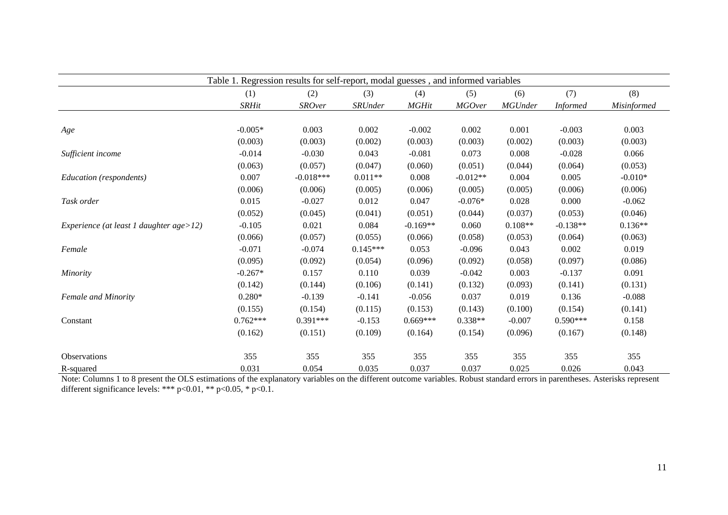Table 1. Regression results for self-report, modal guesses , and informed variables

| | (1) | (2) | (3) | (4) | (5) | (6) | (7) | (8) |
|---|---|---|---|---|---|---|---|---|
| | *SRHit* | *SROver* | *SRUnder* | *MGHit* | *MGOver* | *MGUnder* | *Informed* | *Misinformed* |
| *Age* | -0.005* | 0.003 | 0.002 | -0.002 | 0.002 | 0.001 | -0.003 | 0.003 |
| | (0.003) | (0.003) | (0.002) | (0.003) | (0.003) | (0.002) | (0.003) | (0.003) |
| *Sufficient income* | -0.014 | -0.030 | 0.043 | -0.081 | 0.073 | 0.008 | -0.028 | 0.066 |
| | (0.063) | (0.057) | (0.047) | (0.060) | (0.051) | (0.044) | (0.064) | (0.053) |
| *Education (respondents)* | 0.007 | -0.018*** | 0.011** | 0.008 | -0.012** | 0.004 | 0.005 | -0.010* |
| | (0.006) | (0.006) | (0.005) | (0.006) | (0.005) | (0.005) | (0.006) | (0.006) |
| *Task order* | 0.015 | -0.027 | 0.012 | 0.047 | -0.076* | 0.028 | 0.000 | -0.062 |
| | (0.052) | (0.045) | (0.041) | (0.051) | (0.044) | (0.037) | (0.053) | (0.046) |
| *Experience (at least 1 daughter age>12)* | -0.105 | 0.021 | 0.084 | -0.169** | 0.060 | 0.108** | -0.138** | 0.136** |
| | (0.066) | (0.057) | (0.055) | (0.066) | (0.058) | (0.053) | (0.064) | (0.063) |
| *Female* | -0.071 | -0.074 | 0.145*** | 0.053 | -0.096 | 0.043 | 0.002 | 0.019 |
| | (0.095) | (0.092) | (0.054) | (0.096) | (0.092) | (0.058) | (0.097) | (0.086) |
| *Minority* | -0.267* | 0.157 | 0.110 | 0.039 | -0.042 | 0.003 | -0.137 | 0.091 |
| | (0.142) | (0.144) | (0.106) | (0.141) | (0.132) | (0.093) | (0.141) | (0.131) |
| *Female and Minority* | 0.280* | -0.139 | -0.141 | -0.056 | 0.037 | 0.019 | 0.136 | -0.088 |
| | (0.155) | (0.154) | (0.115) | (0.153) | (0.143) | (0.100) | (0.154) | (0.141) |
| Constant | 0.762*** | 0.391*** | -0.153 | 0.669*** | 0.338** | -0.007 | 0.590*** | 0.158 |
| | (0.162) | (0.151) | (0.109) | (0.164) | (0.154) | (0.096) | (0.167) | (0.148) |
| Observations | 355 | 355 | 355 | 355 | 355 | 355 | 355 | 355 |
| R-squared | 0.031 | 0.054 | 0.035 | 0.037 | 0.037 | 0.025 | 0.026 | 0.043 |

Note: Columns 1 to 8 present the OLS estimations of the explanatory variables on the different outcome variables. Robust standard errors in parentheses. Asterisks represent different significance levels: *** p<0.01, ** p<0.05, * p<0.1.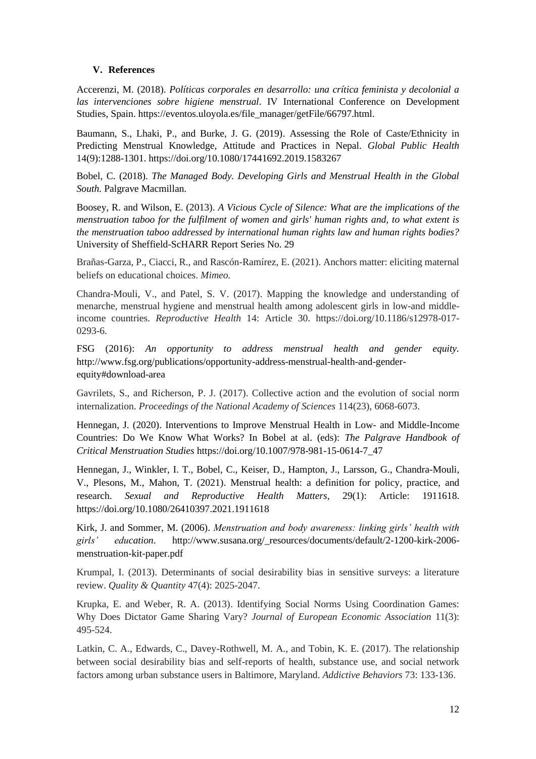## V. References

Accerenzi, M. (2018). *Políticas corporales en desarrollo: una crítica feminista y decolonial a las intervenciones sobre higiene menstrual*. IV International Conference on Development Studies, Spain. https://eventos.uloyola.es/file_manager/getFile/66797.html.

Baumann, S., Lhaki, P., and Burke, J. G. (2019). Assessing the Role of Caste/Ethnicity in Predicting Menstrual Knowledge, Attitude and Practices in Nepal. *Global Public Health* 14(9):1288-1301. https://doi.org/10.1080/17441692.2019.1583267

Bobel, C. (2018). *The Managed Body. Developing Girls and Menstrual Health in the Global South.* Palgrave Macmillan.

Boosey, R. and Wilson, E. (2013). *A Vicious Cycle of Silence: What are the implications of the menstruation taboo for the fulfilment of women and girls' human rights and, to what extent is the menstruation taboo addressed by international human rights law and human rights bodies?* University of Sheffield-ScHARR Report Series No. 29

Brañas-Garza, P., Ciacci, R., and Rascón-Ramírez, E. (2021). Anchors matter: eliciting maternal beliefs on educational choices. *Mimeo.*

Chandra-Mouli, V., and Patel, S. V. (2017). Mapping the knowledge and understanding of menarche, menstrual hygiene and menstrual health among adolescent girls in low-and middle-income countries. *Reproductive Health* 14: Article 30. https://doi.org/10.1186/s12978-017-0293-6.

FSG (2016): *An opportunity to address menstrual health and gender equity.* http://www.fsg.org/publications/opportunity-address-menstrual-health-and-gender-equity#download-area

Gavrilets, S., and Richerson, P. J. (2017). Collective action and the evolution of social norm internalization. *Proceedings of the National Academy of Sciences* 114(23), 6068-6073.

Hennegan, J. (2020). Interventions to Improve Menstrual Health in Low- and Middle-Income Countries: Do We Know What Works? In Bobel at al. (eds): *The Palgrave Handbook of Critical Menstruation Studies* https://doi.org/10.1007/978-981-15-0614-7_47

Hennegan, J., Winkler, I. T., Bobel, C., Keiser, D., Hampton, J., Larsson, G., Chandra-Mouli, V., Plesons, M., Mahon, T. (2021). Menstrual health: a definition for policy, practice, and research. *Sexual and Reproductive Health Matters*, 29(1): Article: 1911618. https://doi.org/10.1080/26410397.2021.1911618

Kirk, J. and Sommer, M. (2006). *Menstruation and body awareness: linking girls' health with girls' education*. http://www.susana.org/_resources/documents/default/2-1200-kirk-2006-menstruation-kit-paper.pdf

Krumpal, I. (2013). Determinants of social desirability bias in sensitive surveys: a literature review. *Quality & Quantity* 47(4): 2025-2047.

Krupka, E. and Weber, R. A. (2013). Identifying Social Norms Using Coordination Games: Why Does Dictator Game Sharing Vary? *Journal of European Economic Association* 11(3): 495-524.

Latkin, C. A., Edwards, C., Davey-Rothwell, M. A., and Tobin, K. E. (2017). The relationship between social desirability bias and self-reports of health, substance use, and social network factors among urban substance users in Baltimore, Maryland. *Addictive Behaviors* 73: 133-136.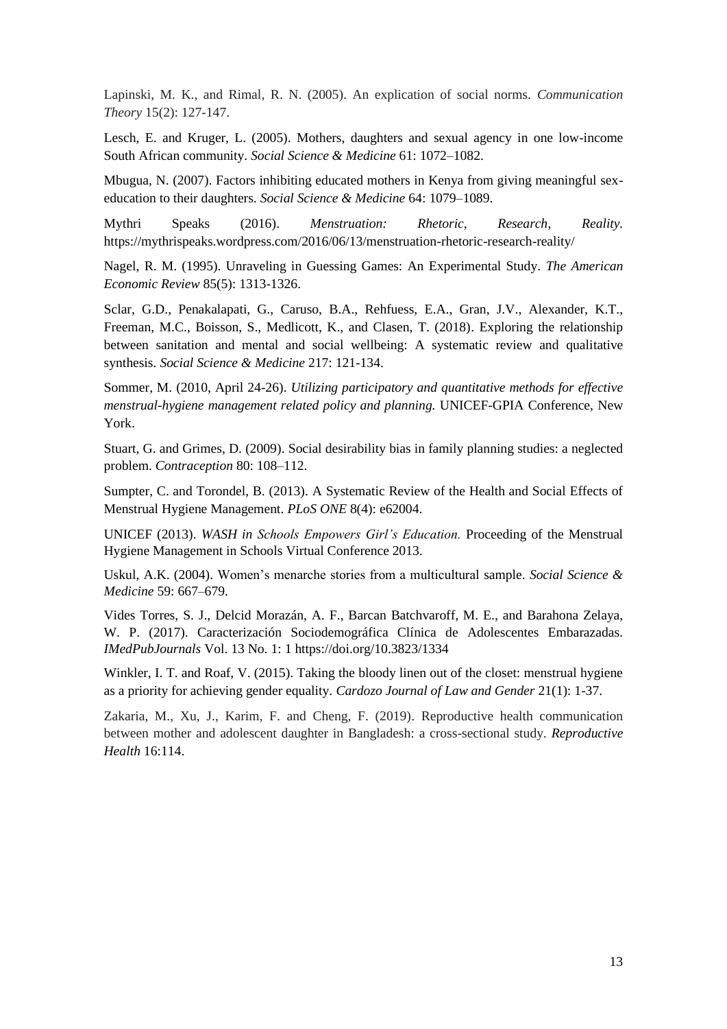Lapinski, M. K., and Rimal, R. N. (2005). An explication of social norms. *Communication Theory* 15(2): 127-147.

Lesch, E. and Kruger, L. (2005). Mothers, daughters and sexual agency in one low-income South African community. *Social Science & Medicine* 61: 1072–1082.

Mbugua, N. (2007). Factors inhibiting educated mothers in Kenya from giving meaningful sex-education to their daughters. *Social Science & Medicine* 64: 1079–1089.

Mythri Speaks (2016). *Menstruation: Rhetoric, Research, Reality.* https://mythrispeaks.wordpress.com/2016/06/13/menstruation-rhetoric-research-reality/

Nagel, R. M. (1995). Unraveling in Guessing Games: An Experimental Study. *The American Economic Review* 85(5): 1313-1326.

Sclar, G.D., Penakalapati, G., Caruso, B.A., Rehfuess, E.A., Gran, J.V., Alexander, K.T., Freeman, M.C., Boisson, S., Medlicott, K., and Clasen, T. (2018). Exploring the relationship between sanitation and mental and social wellbeing: A systematic review and qualitative synthesis. *Social Science & Medicine* 217: 121-134.

Sommer, M. (2010, April 24-26). *Utilizing participatory and quantitative methods for effective menstrual-hygiene management related policy and planning.* UNICEF-GPIA Conference, New York.

Stuart, G. and Grimes, D. (2009). Social desirability bias in family planning studies: a neglected problem. *Contraception* 80: 108–112.

Sumpter, C. and Torondel, B. (2013). A Systematic Review of the Health and Social Effects of Menstrual Hygiene Management. *PLoS ONE* 8(4): e62004.

UNICEF (2013). *WASH in Schools Empowers Girl's Education.* Proceeding of the Menstrual Hygiene Management in Schools Virtual Conference 2013.

Uskul, A.K. (2004). Women's menarche stories from a multicultural sample. *Social Science & Medicine* 59: 667–679.

Vides Torres, S. J., Delcid Morazán, A. F., Barcan Batchvaroff, M. E., and Barahona Zelaya, W. P. (2017). Caracterización Sociodemográfica Clínica de Adolescentes Embarazadas. *IMedPubJournals* Vol. 13 No. 1: 1 https://doi.org/10.3823/1334

Winkler, I. T. and Roaf, V. (2015). Taking the bloody linen out of the closet: menstrual hygiene as a priority for achieving gender equality. *Cardozo Journal of Law and Gender* 21(1): 1-37.

Zakaria, M., Xu, J., Karim, F. and Cheng, F. (2019). Reproductive health communication between mother and adolescent daughter in Bangladesh: a cross-sectional study. *Reproductive Health* 16:114.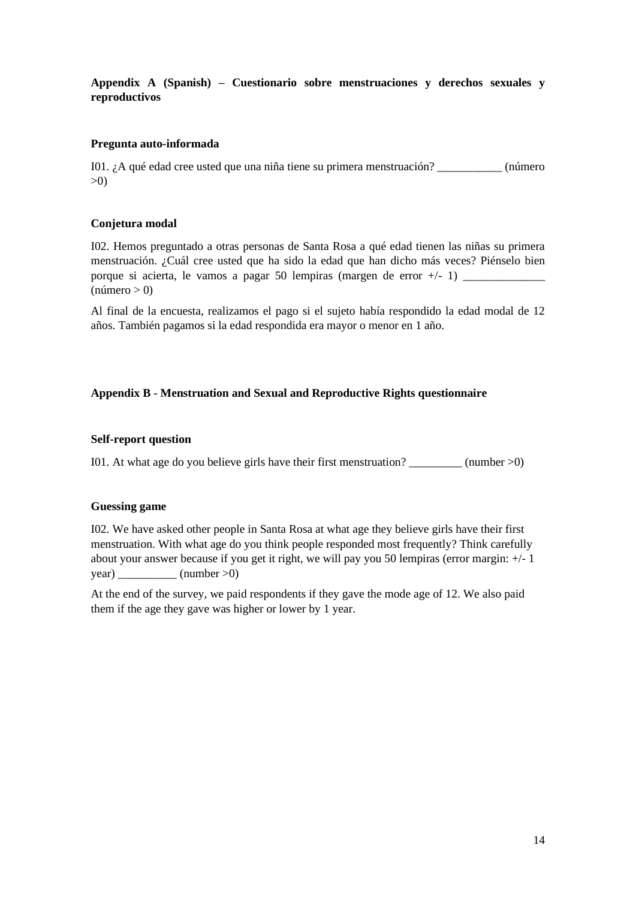**Appendix A (Spanish) – Cuestionario sobre menstruaciones y derechos sexuales y reproductivos**

**Pregunta auto-informada**

I01. ¿A qué edad cree usted que una niña tiene su primera menstruación? ___________ (número >0)

**Conjetura modal**

I02. Hemos preguntado a otras personas de Santa Rosa a qué edad tienen las niñas su primera menstruación. ¿Cuál cree usted que ha sido la edad que han dicho más veces? Piénselo bien porque si acierta, le vamos a pagar 50 lempiras (margen de error +/- 1) ______________ (número > 0)

Al final de la encuesta, realizamos el pago si el sujeto había respondido la edad modal de 12 años. También pagamos si la edad respondida era mayor o menor en 1 año.

**Appendix B - Menstruation and Sexual and Reproductive Rights questionnaire**

**Self-report question**

I01. At what age do you believe girls have their first menstruation? _________ (number >0)

**Guessing game**

I02. We have asked other people in Santa Rosa at what age they believe girls have their first menstruation. With what age do you think people responded most frequently? Think carefully about your answer because if you get it right, we will pay you 50 lempiras (error margin: +/- 1 year) __________ (number >0)

At the end of the survey, we paid respondents if they gave the mode age of 12. We also paid them if the age they gave was higher or lower by 1 year.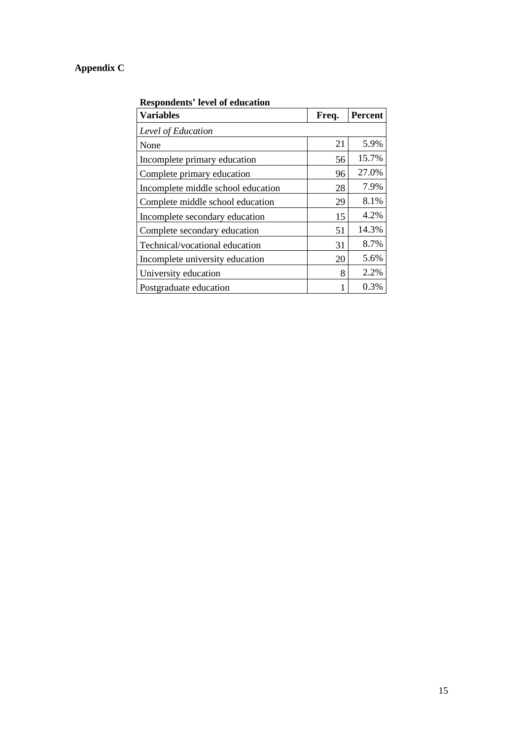**Appendix C**

**Respondents' level of education**

| **Variables** | **Freq.** | **Percent** |
|---|---|---|
| *Level of Education* | | |
| None | 21 | 5.9% |
| Incomplete primary education | 56 | 15.7% |
| Complete primary education | 96 | 27.0% |
| Incomplete middle school education | 28 | 7.9% |
| Complete middle school education | 29 | 8.1% |
| Incomplete secondary education | 15 | 4.2% |
| Complete secondary education | 51 | 14.3% |
| Technical/vocational education | 31 | 8.7% |
| Incomplete university education | 20 | 5.6% |
| University education | 8 | 2.2% |
| Postgraduate education | 1 | 0.3% |